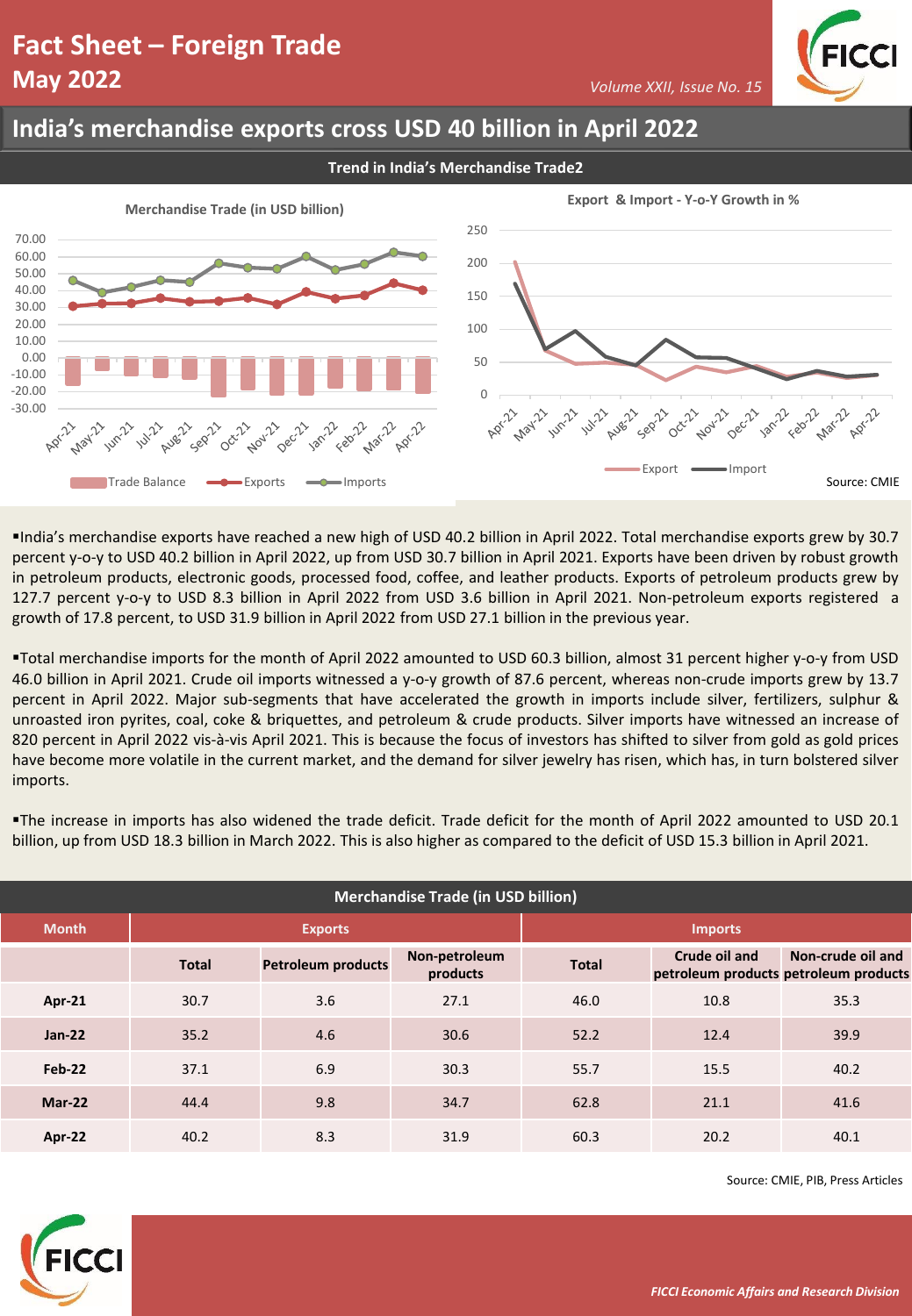# Fact Sheet – Foreign Trade
## May 2022

*Volume XXII, Issue No. 15*

## India's merchandise exports cross USD 40 billion in April 2022

### Trend in India's Merchandise Trade2

Source: CMIE

▪India's merchandise exports have reached a new high of USD 40.2 billion in April 2022. Total merchandise exports grew by 30.7 percent y-o-y to USD 40.2 billion in April 2022, up from USD 30.7 billion in April 2021. Exports have been driven by robust growth in petroleum products, electronic goods, processed food, coffee, and leather products. Exports of petroleum products grew by 127.7 percent y-o-y to USD 8.3 billion in April 2022 from USD 3.6 billion in April 2021. Non-petroleum exports registered a growth of 17.8 percent, to USD 31.9 billion in April 2022 from USD 27.1 billion in the previous year.

▪Total merchandise imports for the month of April 2022 amounted to USD 60.3 billion, almost 31 percent higher y-o-y from USD 46.0 billion in April 2021. Crude oil imports witnessed a y-o-y growth of 87.6 percent, whereas non-crude imports grew by 13.7 percent in April 2022. Major sub-segments that have accelerated the growth in imports include silver, fertilizers, sulphur & unroasted iron pyrites, coal, coke & briquettes, and petroleum & crude products. Silver imports have witnessed an increase of 820 percent in April 2022 vis-à-vis April 2021. This is because the focus of investors has shifted to silver from gold as gold prices have become more volatile in the current market, and the demand for silver jewelry has risen, which has, in turn bolstered silver imports.

▪The increase in imports has also widened the trade deficit. Trade deficit for the month of April 2022 amounted to USD 20.1 billion, up from USD 18.3 billion in March 2022. This is also higher as compared to the deficit of USD 15.3 billion in April 2021.

**Merchandise Trade (in USD billion)**

| Month | Exports | | | Imports | | |
|---|---|---|---|---|---|---|
| | Total | Petroleum products | Non-petroleum products | Total | Crude oil and petroleum products | Non-crude oil and petroleum products |
| Apr-21 | 30.7 | 3.6 | 27.1 | 46.0 | 10.8 | 35.3 |
| Jan-22 | 35.2 | 4.6 | 30.6 | 52.2 | 12.4 | 39.9 |
| Feb-22 | 37.1 | 6.9 | 30.3 | 55.7 | 15.5 | 40.2 |
| Mar-22 | 44.4 | 9.8 | 34.7 | 62.8 | 21.1 | 41.6 |
| Apr-22 | 40.2 | 8.3 | 31.9 | 60.3 | 20.2 | 40.1 |

Source: CMIE, PIB, Press Articles

*FICCI Economic Affairs and Research Division*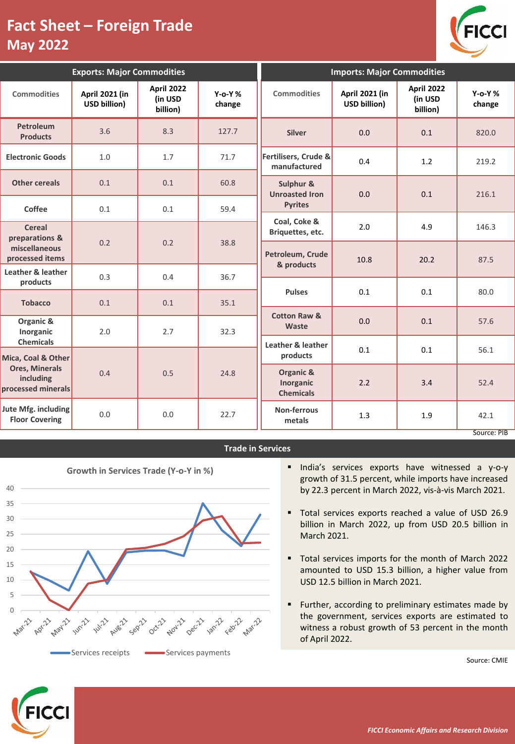# Fact Sheet – Foreign Trade
## May 2022

### Exports: Major Commodities

| Commodities | April 2021 (in USD billion) | April 2022 (in USD billion) | Y-o-Y % change |
|---|---|---|---|
| Petroleum Products | 3.6 | 8.3 | 127.7 |
| Electronic Goods | 1.0 | 1.7 | 71.7 |
| Other cereals | 0.1 | 0.1 | 60.8 |
| Coffee | 0.1 | 0.1 | 59.4 |
| Cereal preparations & miscellaneous processed items | 0.2 | 0.2 | 38.8 |
| Leather & leather products | 0.3 | 0.4 | 36.7 |
| Tobacco | 0.1 | 0.1 | 35.1 |
| Organic & Inorganic Chemicals | 2.0 | 2.7 | 32.3 |
| Mica, Coal & Other Ores, Minerals including processed minerals | 0.4 | 0.5 | 24.8 |
| Jute Mfg. including Floor Covering | 0.0 | 0.0 | 22.7 |

### Imports: Major Commodities

| Commodities | April 2021 (in USD billion) | April 2022 (in USD billion) | Y-o-Y % change |
|---|---|---|---|
| Silver | 0.0 | 0.1 | 820.0 |
| Fertilisers, Crude & manufactured | 0.4 | 1.2 | 219.2 |
| Sulphur & Unroasted Iron Pyrites | 0.0 | 0.1 | 216.1 |
| Coal, Coke & Briquettes, etc. | 2.0 | 4.9 | 146.3 |
| Petroleum, Crude & products | 10.8 | 20.2 | 87.5 |
| Pulses | 0.1 | 0.1 | 80.0 |
| Cotton Raw & Waste | 0.0 | 0.1 | 57.6 |
| Leather & leather products | 0.1 | 0.1 | 56.1 |
| Organic & Inorganic Chemicals | 2.2 | 3.4 | 52.4 |
| Non-ferrous metals | 1.3 | 1.9 | 42.1 |

Source: PIB

### Trade in Services

**Growth in Services Trade (Y-o-Y in %)**

| Month | Services receipts | Services payments |
|---|---|---|
| Mar-21 | 12.8 | 12.8 |
| Apr-21 | 9.9 | 3.5 |
| May-21 | 6.5 | 0.2 |
| Jun-21 | 19.5 | 8.8 |
| Jul-21 | 8.8 | 10.0 |
| Aug-21 | 19.1 | 20.0 |
| Sep-21 | 19.7 | 20.5 |
| Oct-21 | 19.8 | 21.8 |
| Nov-21 | 18.0 | 24.5 |
| Dec-21 | 35.2 | 29.6 |
| Jan-22 | 26.4 | 31.0 |
| Feb-22 | 21.1 | 22.0 |
| Mar-22 | 31.5 | 22.3 |

- India's services exports have witnessed a y-o-y growth of 31.5 percent, while imports have increased by 22.3 percent in March 2022, vis-à-vis March 2021.
- Total services exports reached a value of USD 26.9 billion in March 2022, up from USD 20.5 billion in March 2021.
- Total services imports for the month of March 2022 amounted to USD 15.3 billion, a higher value from USD 12.5 billion in March 2021.
- Further, according to preliminary estimates made by the government, services exports are estimated to witness a robust growth of 53 percent in the month of April 2022.

Source: CMIE

*FICCI Economic Affairs and Research Division*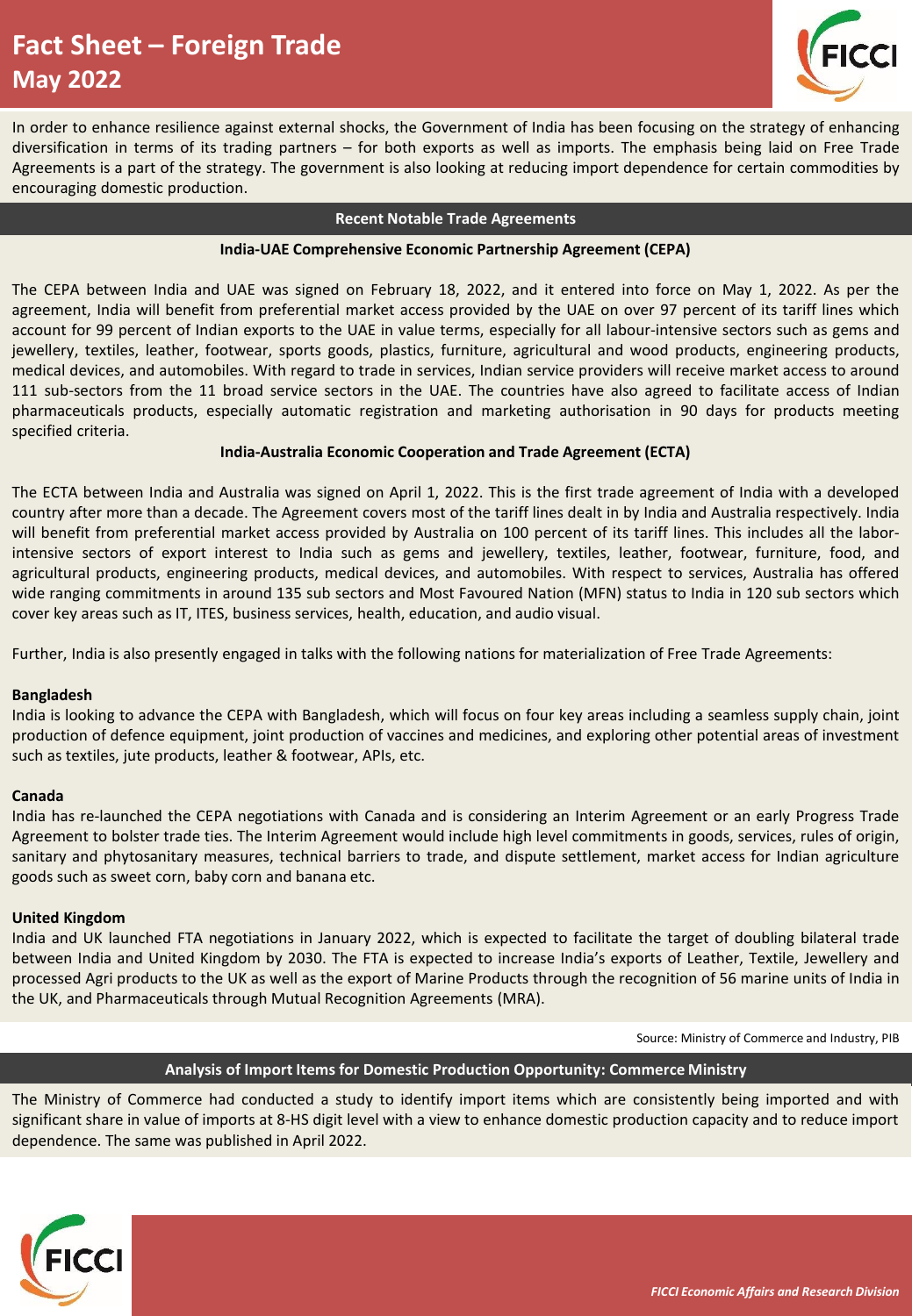# Fact Sheet – Foreign Trade
## May 2022

In order to enhance resilience against external shocks, the Government of India has been focusing on the strategy of enhancing diversification in terms of its trading partners – for both exports as well as imports. The emphasis being laid on Free Trade Agreements is a part of the strategy. The government is also looking at reducing import dependence for certain commodities by encouraging domestic production.

## Recent Notable Trade Agreements

### India-UAE Comprehensive Economic Partnership Agreement (CEPA)

The CEPA between India and UAE was signed on February 18, 2022, and it entered into force on May 1, 2022. As per the agreement, India will benefit from preferential market access provided by the UAE on over 97 percent of its tariff lines which account for 99 percent of Indian exports to the UAE in value terms, especially for all labour-intensive sectors such as gems and jewellery, textiles, leather, footwear, sports goods, plastics, furniture, agricultural and wood products, engineering products, medical devices, and automobiles. With regard to trade in services, Indian service providers will receive market access to around 111 sub-sectors from the 11 broad service sectors in the UAE. The countries have also agreed to facilitate access of Indian pharmaceuticals products, especially automatic registration and marketing authorisation in 90 days for products meeting specified criteria.

### India-Australia Economic Cooperation and Trade Agreement (ECTA)

The ECTA between India and Australia was signed on April 1, 2022. This is the first trade agreement of India with a developed country after more than a decade. The Agreement covers most of the tariff lines dealt in by India and Australia respectively. India will benefit from preferential market access provided by Australia on 100 percent of its tariff lines. This includes all the labor-intensive sectors of export interest to India such as gems and jewellery, textiles, leather, footwear, furniture, food, and agricultural products, engineering products, medical devices, and automobiles. With respect to services, Australia has offered wide ranging commitments in around 135 sub sectors and Most Favoured Nation (MFN) status to India in 120 sub sectors which cover key areas such as IT, ITES, business services, health, education, and audio visual.

Further, India is also presently engaged in talks with the following nations for materialization of Free Trade Agreements:

**Bangladesh**

India is looking to advance the CEPA with Bangladesh, which will focus on four key areas including a seamless supply chain, joint production of defence equipment, joint production of vaccines and medicines, and exploring other potential areas of investment such as textiles, jute products, leather & footwear, APIs, etc.

**Canada**

India has re-launched the CEPA negotiations with Canada and is considering an Interim Agreement or an early Progress Trade Agreement to bolster trade ties. The Interim Agreement would include high level commitments in goods, services, rules of origin, sanitary and phytosanitary measures, technical barriers to trade, and dispute settlement, market access for Indian agriculture goods such as sweet corn, baby corn and banana etc.

**United Kingdom**

India and UK launched FTA negotiations in January 2022, which is expected to facilitate the target of doubling bilateral trade between India and United Kingdom by 2030. The FTA is expected to increase India's exports of Leather, Textile, Jewellery and processed Agri products to the UK as well as the export of Marine Products through the recognition of 56 marine units of India in the UK, and Pharmaceuticals through Mutual Recognition Agreements (MRA).

Source: Ministry of Commerce and Industry, PIB

## Analysis of Import Items for Domestic Production Opportunity: Commerce Ministry

The Ministry of Commerce had conducted a study to identify import items which are consistently being imported and with significant share in value of imports at 8-HS digit level with a view to enhance domestic production capacity and to reduce import dependence. The same was published in April 2022.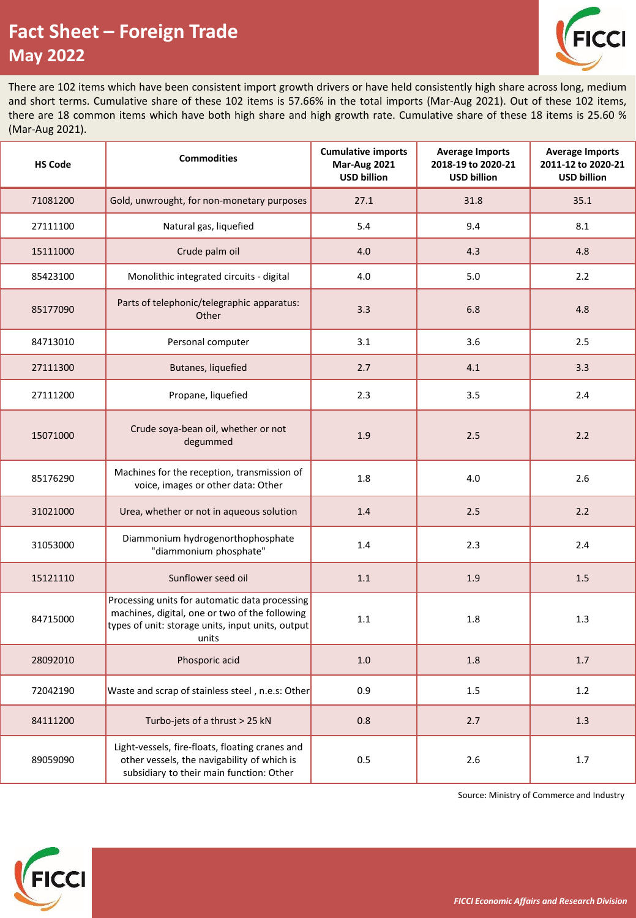# Fact Sheet – Foreign Trade
## May 2022

There are 102 items which have been consistent import growth drivers or have held consistently high share across long, medium and short terms. Cumulative share of these 102 items is 57.66% in the total imports (Mar-Aug 2021). Out of these 102 items, there are 18 common items which have both high share and high growth rate. Cumulative share of these 18 items is 25.60 % (Mar-Aug 2021).

| HS Code | Commodities | Cumulative imports Mar-Aug 2021 USD billion | Average Imports 2018-19 to 2020-21 USD billion | Average Imports 2011-12 to 2020-21 USD billion |
|---|---|---|---|---|
| 71081200 | Gold, unwrought, for non-monetary purposes | 27.1 | 31.8 | 35.1 |
| 27111100 | Natural gas, liquefied | 5.4 | 9.4 | 8.1 |
| 15111000 | Crude palm oil | 4.0 | 4.3 | 4.8 |
| 85423100 | Monolithic integrated circuits - digital | 4.0 | 5.0 | 2.2 |
| 85177090 | Parts of telephonic/telegraphic apparatus: Other | 3.3 | 6.8 | 4.8 |
| 84713010 | Personal computer | 3.1 | 3.6 | 2.5 |
| 27111300 | Butanes, liquefied | 2.7 | 4.1 | 3.3 |
| 27111200 | Propane, liquefied | 2.3 | 3.5 | 2.4 |
| 15071000 | Crude soya-bean oil, whether or not degummed | 1.9 | 2.5 | 2.2 |
| 85176290 | Machines for the reception, transmission of voice, images or other data: Other | 1.8 | 4.0 | 2.6 |
| 31021000 | Urea, whether or not in aqueous solution | 1.4 | 2.5 | 2.2 |
| 31053000 | Diammonium hydrogenorthophosphate "diammonium phosphate" | 1.4 | 2.3 | 2.4 |
| 15121110 | Sunflower seed oil | 1.1 | 1.9 | 1.5 |
| 84715000 | Processing units for automatic data processing machines, digital, one or two of the following types of unit: storage units, input units, output units | 1.1 | 1.8 | 1.3 |
| 28092010 | Phosporic acid | 1.0 | 1.8 | 1.7 |
| 72042190 | Waste and scrap of stainless steel , n.e.s: Other | 0.9 | 1.5 | 1.2 |
| 84111200 | Turbo-jets of a thrust > 25 kN | 0.8 | 2.7 | 1.3 |
| 89059090 | Light-vessels, fire-floats, floating cranes and other vessels, the navigability of which is subsidiary to their main function: Other | 0.5 | 2.6 | 1.7 |

Source: Ministry of Commerce and Industry

*FICCI Economic Affairs and Research Division*